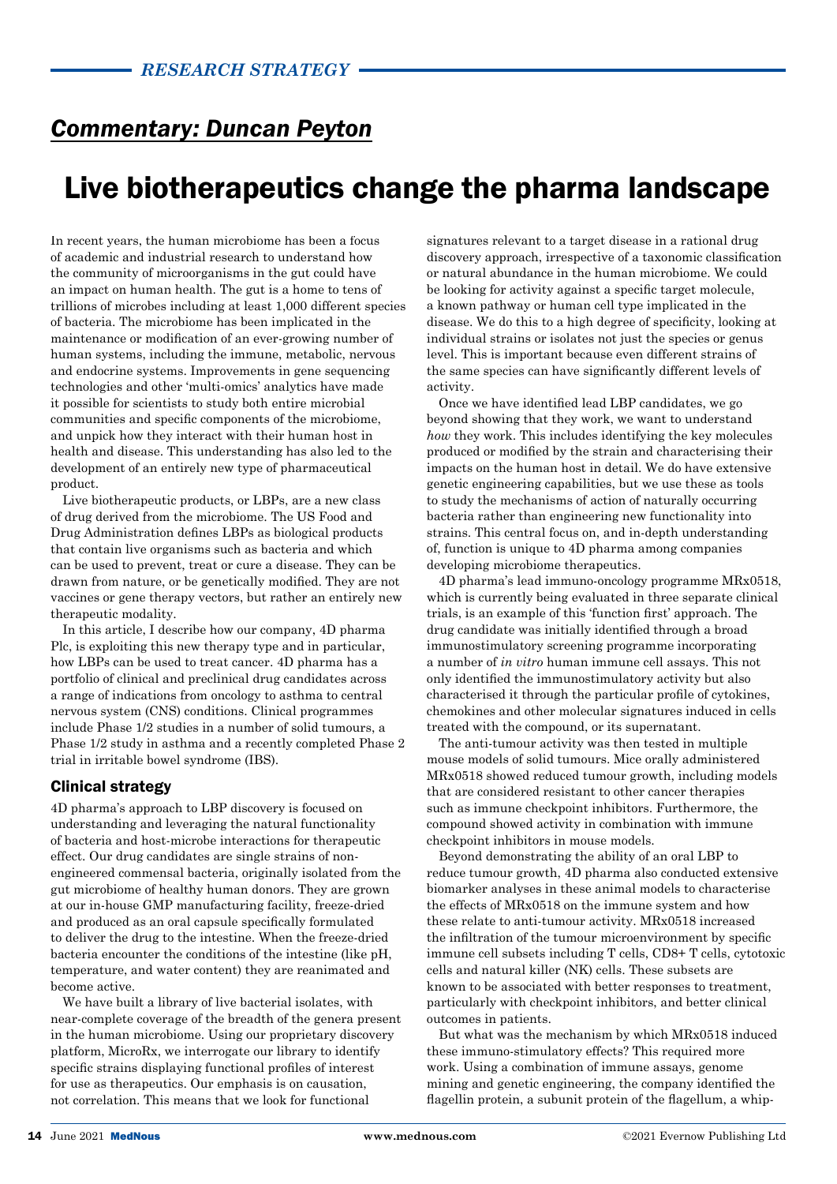## *Commentary: Duncan Peyton*

# Live biotherapeutics change the pharma landscape

In recent years, the human microbiome has been a focus of academic and industrial research to understand how the community of microorganisms in the gut could have an impact on human health. The gut is a home to tens of trillions of microbes including at least 1,000 different species of bacteria. The microbiome has been implicated in the maintenance or modification of an ever-growing number of human systems, including the immune, metabolic, nervous and endocrine systems. Improvements in gene sequencing technologies and other 'multi-omics' analytics have made it possible for scientists to study both entire microbial communities and specific components of the microbiome, and unpick how they interact with their human host in health and disease. This understanding has also led to the development of an entirely new type of pharmaceutical product.

Live biotherapeutic products, or LBPs, are a new class of drug derived from the microbiome. The US Food and Drug Administration defines LBPs as biological products that contain live organisms such as bacteria and which can be used to prevent, treat or cure a disease. They can be drawn from nature, or be genetically modified. They are not vaccines or gene therapy vectors, but rather an entirely new therapeutic modality.

In this article, I describe how our company, 4D pharma Plc, is exploiting this new therapy type and in particular, how LBPs can be used to treat cancer. 4D pharma has a portfolio of clinical and preclinical drug candidates across a range of indications from oncology to asthma to central nervous system (CNS) conditions. Clinical programmes include Phase 1/2 studies in a number of solid tumours, a Phase 1/2 study in asthma and a recently completed Phase 2 trial in irritable bowel syndrome (IBS).

## Clinical strategy

4D pharma's approach to LBP discovery is focused on understanding and leveraging the natural functionality of bacteria and host-microbe interactions for therapeutic effect. Our drug candidates are single strains of non-engineered commensal bacteria, originally isolated from the gut microbiome of healthy human donors. They are grown at our in-house GMP manufacturing facility, freeze-dried and produced as an oral capsule specifically formulated to deliver the drug to the intestine. When the freeze-dried bacteria encounter the conditions of the intestine (like pH, temperature, and water content) they are reanimated and become active.

We have built a library of live bacterial isolates, with near-complete coverage of the breadth of the genera present in the human microbiome. Using our proprietary discovery platform, MicroRx, we interrogate our library to identify specific strains displaying functional profiles of interest for use as therapeutics. Our emphasis is on causation, not correlation. This means that we look for functional signatures relevant to a target disease in a rational drug discovery approach, irrespective of a taxonomic classification or natural abundance in the human microbiome. We could be looking for activity against a specific target molecule, a known pathway or human cell type implicated in the disease. We do this to a high degree of specificity, looking at individual strains or isolates not just the species or genus level. This is important because even different strains of the same species can have significantly different levels of activity.

Once we have identified lead LBP candidates, we go beyond showing that they work, we want to understand *how* they work. This includes identifying the key molecules produced or modified by the strain and characterising their impacts on the human host in detail. We do have extensive genetic engineering capabilities, but we use these as tools to study the mechanisms of action of naturally occurring bacteria rather than engineering new functionality into strains. This central focus on, and in-depth understanding of, function is unique to 4D pharma among companies developing microbiome therapeutics.

4D pharma's lead immuno-oncology programme MRx0518, which is currently being evaluated in three separate clinical trials, is an example of this 'function first' approach. The drug candidate was initially identified through a broad immunostimulatory screening programme incorporating a number of *in vitro* human immune cell assays. This not only identified the immunostimulatory activity but also characterised it through the particular profile of cytokines, chemokines and other molecular signatures induced in cells treated with the compound, or its supernatant.

The anti-tumour activity was then tested in multiple mouse models of solid tumours. Mice orally administered MRx0518 showed reduced tumour growth, including models that are considered resistant to other cancer therapies such as immune checkpoint inhibitors. Furthermore, the compound showed activity in combination with immune checkpoint inhibitors in mouse models.

Beyond demonstrating the ability of an oral LBP to reduce tumour growth, 4D pharma also conducted extensive biomarker analyses in these animal models to characterise the effects of MRx0518 on the immune system and how these relate to anti-tumour activity. MRx0518 increased the infiltration of the tumour microenvironment by specific immune cell subsets including T cells, CD8+ T cells, cytotoxic cells and natural killer (NK) cells. These subsets are known to be associated with better responses to treatment, particularly with checkpoint inhibitors, and better clinical outcomes in patients.

But what was the mechanism by which MRx0518 induced these immuno-stimulatory effects? This required more work. Using a combination of immune assays, genome mining and genetic engineering, the company identified the flagellin protein, a subunit protein of the flagellum, a whip-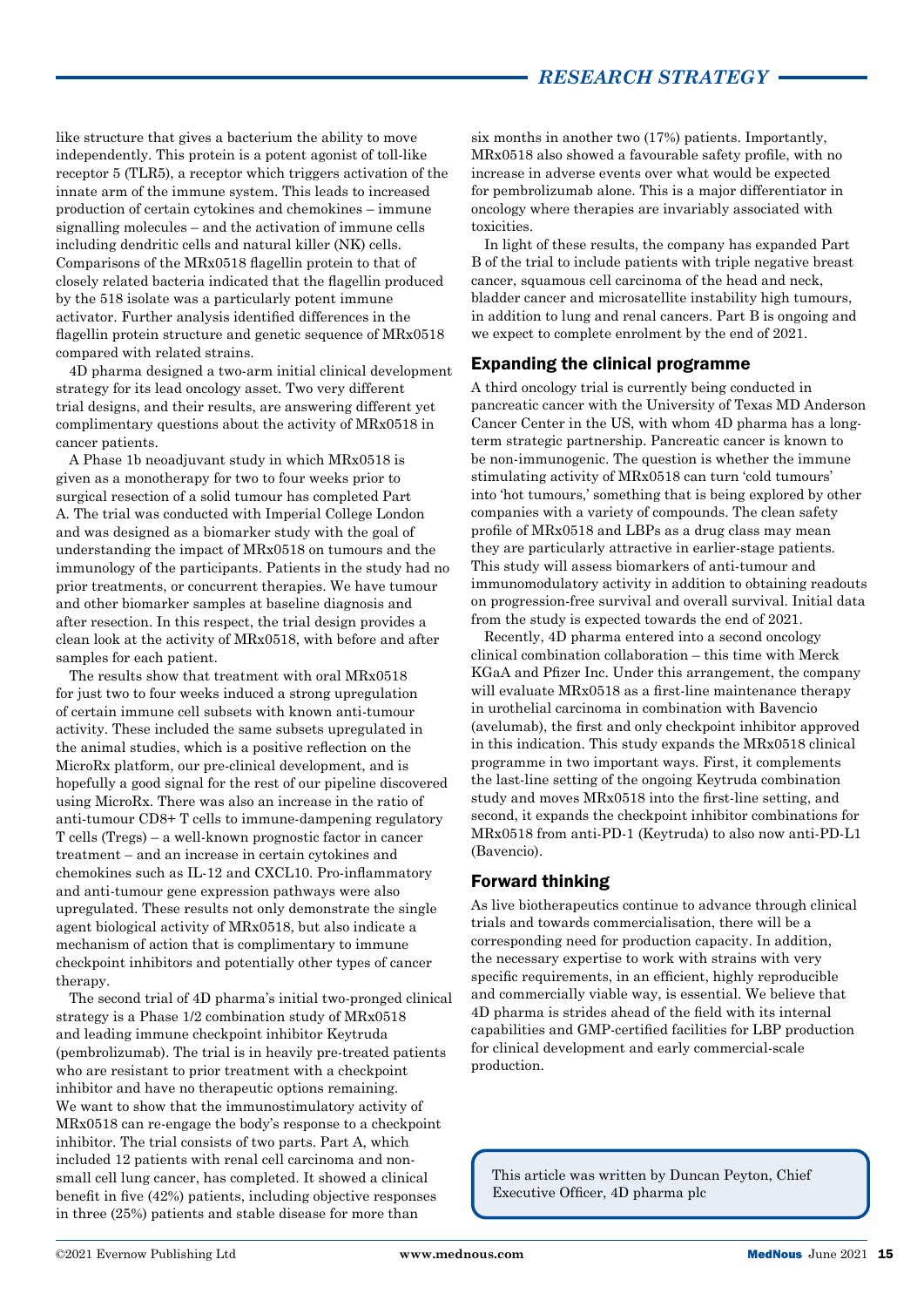like structure that gives a bacterium the ability to move independently. This protein is a potent agonist of toll-like receptor 5 (TLR5), a receptor which triggers activation of the innate arm of the immune system. This leads to increased production of certain cytokines and chemokines – immune signalling molecules – and the activation of immune cells including dendritic cells and natural killer (NK) cells. Comparisons of the MRx0518 flagellin protein to that of closely related bacteria indicated that the flagellin produced by the 518 isolate was a particularly potent immune activator. Further analysis identified differences in the flagellin protein structure and genetic sequence of MRx0518 compared with related strains.

4D pharma designed a two-arm initial clinical development strategy for its lead oncology asset. Two very different trial designs, and their results, are answering different yet complimentary questions about the activity of MRx0518 in cancer patients.

A Phase 1b neoadjuvant study in which MRx0518 is given as a monotherapy for two to four weeks prior to surgical resection of a solid tumour has completed Part A. The trial was conducted with Imperial College London and was designed as a biomarker study with the goal of understanding the impact of MRx0518 on tumours and the immunology of the participants. Patients in the study had no prior treatments, or concurrent therapies. We have tumour and other biomarker samples at baseline diagnosis and after resection. In this respect, the trial design provides a clean look at the activity of MRx0518, with before and after samples for each patient.

The results show that treatment with oral MRx0518 for just two to four weeks induced a strong upregulation of certain immune cell subsets with known anti-tumour activity. These included the same subsets upregulated in the animal studies, which is a positive reflection on the MicroRx platform, our pre-clinical development, and is hopefully a good signal for the rest of our pipeline discovered using MicroRx. There was also an increase in the ratio of anti-tumour CD8+ T cells to immune-dampening regulatory T cells (Tregs) – a well-known prognostic factor in cancer treatment – and an increase in certain cytokines and chemokines such as IL-12 and CXCL10. Pro-inflammatory and anti-tumour gene expression pathways were also upregulated. These results not only demonstrate the single agent biological activity of MRx0518, but also indicate a mechanism of action that is complimentary to immune checkpoint inhibitors and potentially other types of cancer therapy.

The second trial of 4D pharma's initial two-pronged clinical strategy is a Phase 1/2 combination study of MRx0518 and leading immune checkpoint inhibitor Keytruda (pembrolizumab). The trial is in heavily pre-treated patients who are resistant to prior treatment with a checkpoint inhibitor and have no therapeutic options remaining. We want to show that the immunostimulatory activity of MRx0518 can re-engage the body's response to a checkpoint inhibitor. The trial consists of two parts. Part A, which included 12 patients with renal cell carcinoma and non-small cell lung cancer, has completed. It showed a clinical benefit in five (42%) patients, including objective responses in three (25%) patients and stable disease for more than six months in another two (17%) patients. Importantly, MRx0518 also showed a favourable safety profile, with no increase in adverse events over what would be expected for pembrolizumab alone. This is a major differentiator in oncology where therapies are invariably associated with toxicities.

In light of these results, the company has expanded Part B of the trial to include patients with triple negative breast cancer, squamous cell carcinoma of the head and neck, bladder cancer and microsatellite instability high tumours, in addition to lung and renal cancers. Part B is ongoing and we expect to complete enrolment by the end of 2021.

## Expanding the clinical programme

A third oncology trial is currently being conducted in pancreatic cancer with the University of Texas MD Anderson Cancer Center in the US, with whom 4D pharma has a long-term strategic partnership. Pancreatic cancer is known to be non-immunogenic. The question is whether the immune stimulating activity of MRx0518 can turn 'cold tumours' into 'hot tumours,' something that is being explored by other companies with a variety of compounds. The clean safety profile of MRx0518 and LBPs as a drug class may mean they are particularly attractive in earlier-stage patients. This study will assess biomarkers of anti-tumour and immunomodulatory activity in addition to obtaining readouts on progression-free survival and overall survival. Initial data from the study is expected towards the end of 2021.

Recently, 4D pharma entered into a second oncology clinical combination collaboration – this time with Merck KGaA and Pfizer Inc. Under this arrangement, the company will evaluate MRx0518 as a first-line maintenance therapy in urothelial carcinoma in combination with Bavencio (avelumab), the first and only checkpoint inhibitor approved in this indication. This study expands the MRx0518 clinical programme in two important ways. First, it complements the last-line setting of the ongoing Keytruda combination study and moves MRx0518 into the first-line setting, and second, it expands the checkpoint inhibitor combinations for MRx0518 from anti-PD-1 (Keytruda) to also now anti-PD-L1 (Bavencio).

## Forward thinking

As live biotherapeutics continue to advance through clinical trials and towards commercialisation, there will be a corresponding need for production capacity. In addition, the necessary expertise to work with strains with very specific requirements, in an efficient, highly reproducible and commercially viable way, is essential. We believe that 4D pharma is strides ahead of the field with its internal capabilities and GMP-certified facilities for LBP production for clinical development and early commercial-scale production.

This article was written by Duncan Peyton, Chief Executive Officer, 4D pharma plc